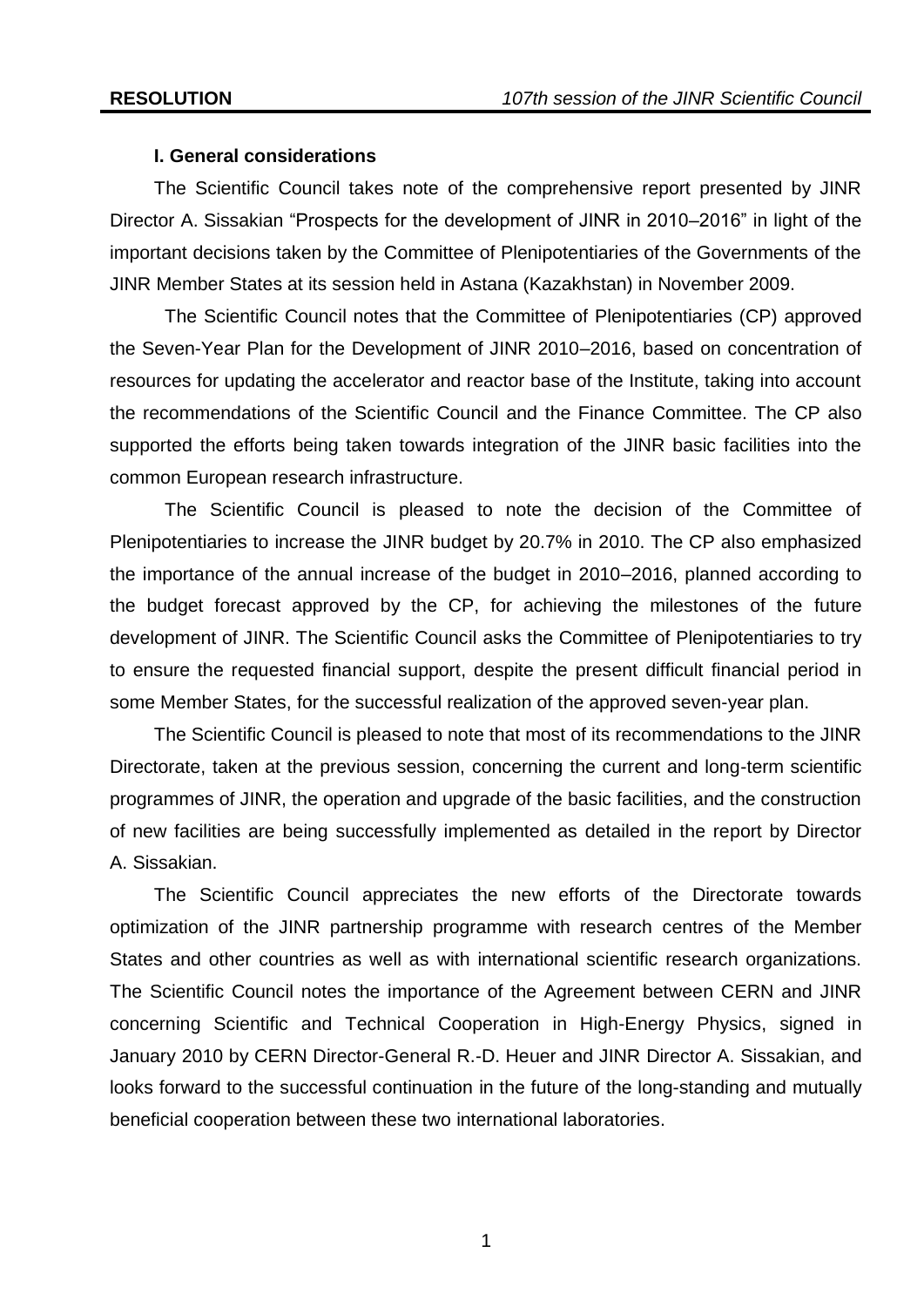### I. General considerations

The Scientific Council takes note of the comprehensive report presented by JINR Director A. Sissakian "Prospects for the development of JINR in 2010–2016" in light of the important decisions taken by the Committee of Plenipotentiaries of the Governments of the JINR Member States at its session held in Astana (Kazakhstan) in November 2009.

The Scientific Council notes that the Committee of Plenipotentiaries (CP) approved the Seven-Year Plan for the Development of JINR 2010–2016, based on concentration of resources for updating the accelerator and reactor base of the Institute, taking into account the recommendations of the Scientific Council and the Finance Committee. The CP also supported the efforts being taken towards integration of the JINR basic facilities into the common European research infrastructure.

The Scientific Council is pleased to note the decision of the Committee of Plenipotentiaries to increase the JINR budget by 20.7% in 2010. The CP also emphasized the importance of the annual increase of the budget in 2010–2016, planned according to the budget forecast approved by the CP, for achieving the milestones of the future development of JINR. The Scientific Council asks the Committee of Plenipotentiaries to try to ensure the requested financial support, despite the present difficult financial period in some Member States, for the successful realization of the approved seven-year plan.

The Scientific Council is pleased to note that most of its recommendations to the JINR Directorate, taken at the previous session, concerning the current and long-term scientific programmes of JINR, the operation and upgrade of the basic facilities, and the construction of new facilities are being successfully implemented as detailed in the report by Director A. Sissakian.

The Scientific Council appreciates the new efforts of the Directorate towards optimization of the JINR partnership programme with research centres of the Member States and other countries as well as with international scientific research organizations. The Scientific Council notes the importance of the Agreement between CERN and JINR concerning Scientific and Technical Cooperation in High-Energy Physics, signed in January 2010 by CERN Director-General R.-D. Heuer and JINR Director A. Sissakian, and looks forward to the successful continuation in the future of the long-standing and mutually beneficial cooperation between these two international laboratories.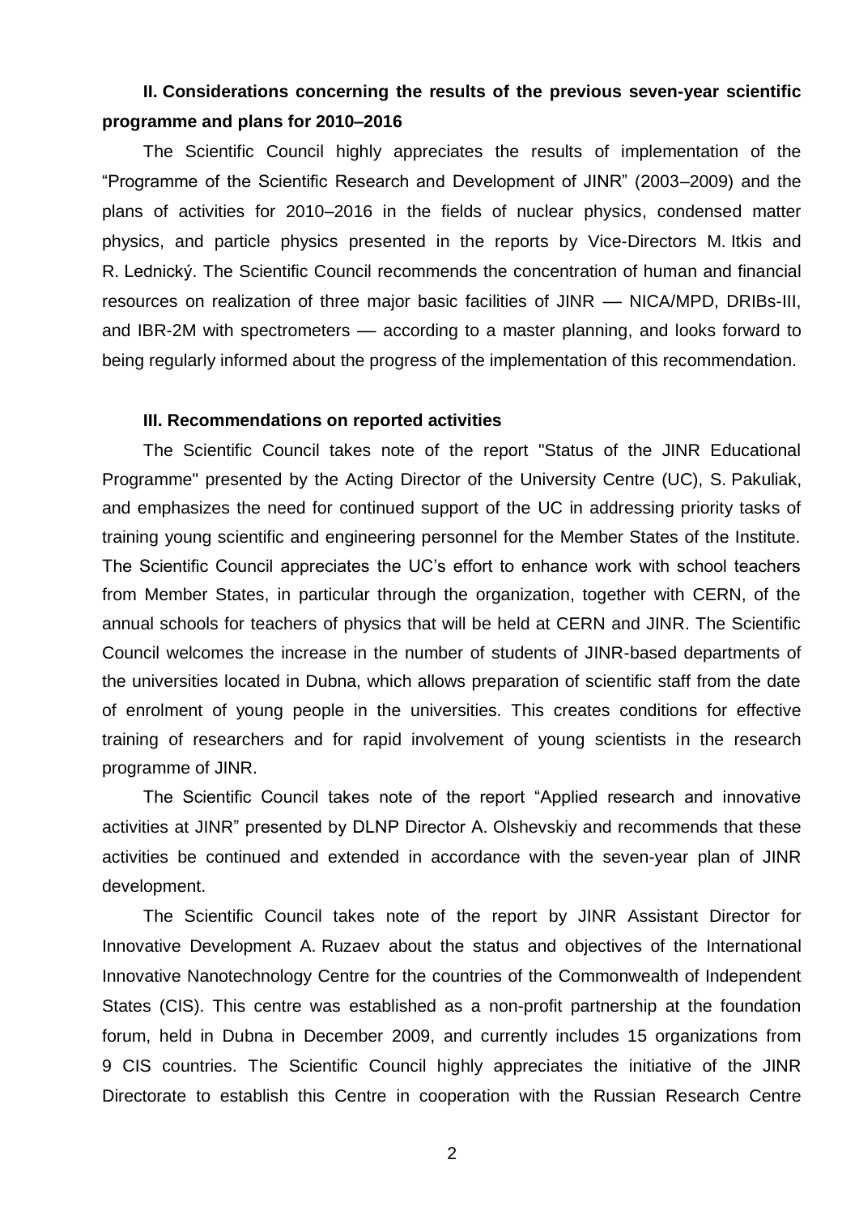**II. Considerations concerning the results of the previous seven-year scientific programme and plans for 2010–2016**

The Scientific Council highly appreciates the results of implementation of the "Programme of the Scientific Research and Development of JINR" (2003–2009) and the plans of activities for 2010–2016 in the fields of nuclear physics, condensed matter physics, and particle physics presented in the reports by Vice-Directors M. Itkis and R. Lednický. The Scientific Council recommends the concentration of human and financial resources on realization of three major basic facilities of JINR — NICA/MPD, DRIBs-III, and IBR-2M with spectrometers — according to a master planning, and looks forward to being regularly informed about the progress of the implementation of this recommendation.

**III. Recommendations on reported activities**

The Scientific Council takes note of the report "Status of the JINR Educational Programme" presented by the Acting Director of the University Centre (UC), S. Pakuliak, and emphasizes the need for continued support of the UC in addressing priority tasks of training young scientific and engineering personnel for the Member States of the Institute. The Scientific Council appreciates the UC's effort to enhance work with school teachers from Member States, in particular through the organization, together with CERN, of the annual schools for teachers of physics that will be held at CERN and JINR. The Scientific Council welcomes the increase in the number of students of JINR-based departments of the universities located in Dubna, which allows preparation of scientific staff from the date of enrolment of young people in the universities. This creates conditions for effective training of researchers and for rapid involvement of young scientists in the research programme of JINR.

The Scientific Council takes note of the report "Applied research and innovative activities at JINR" presented by DLNP Director A. Olshevskiy and recommends that these activities be continued and extended in accordance with the seven-year plan of JINR development.

The Scientific Council takes note of the report by JINR Assistant Director for Innovative Development A. Ruzaev about the status and objectives of the International Innovative Nanotechnology Centre for the countries of the Commonwealth of Independent States (CIS). This centre was established as a non-profit partnership at the foundation forum, held in Dubna in December 2009, and currently includes 15 organizations from 9 CIS countries. The Scientific Council highly appreciates the initiative of the JINR Directorate to establish this Centre in cooperation with the Russian Research Centre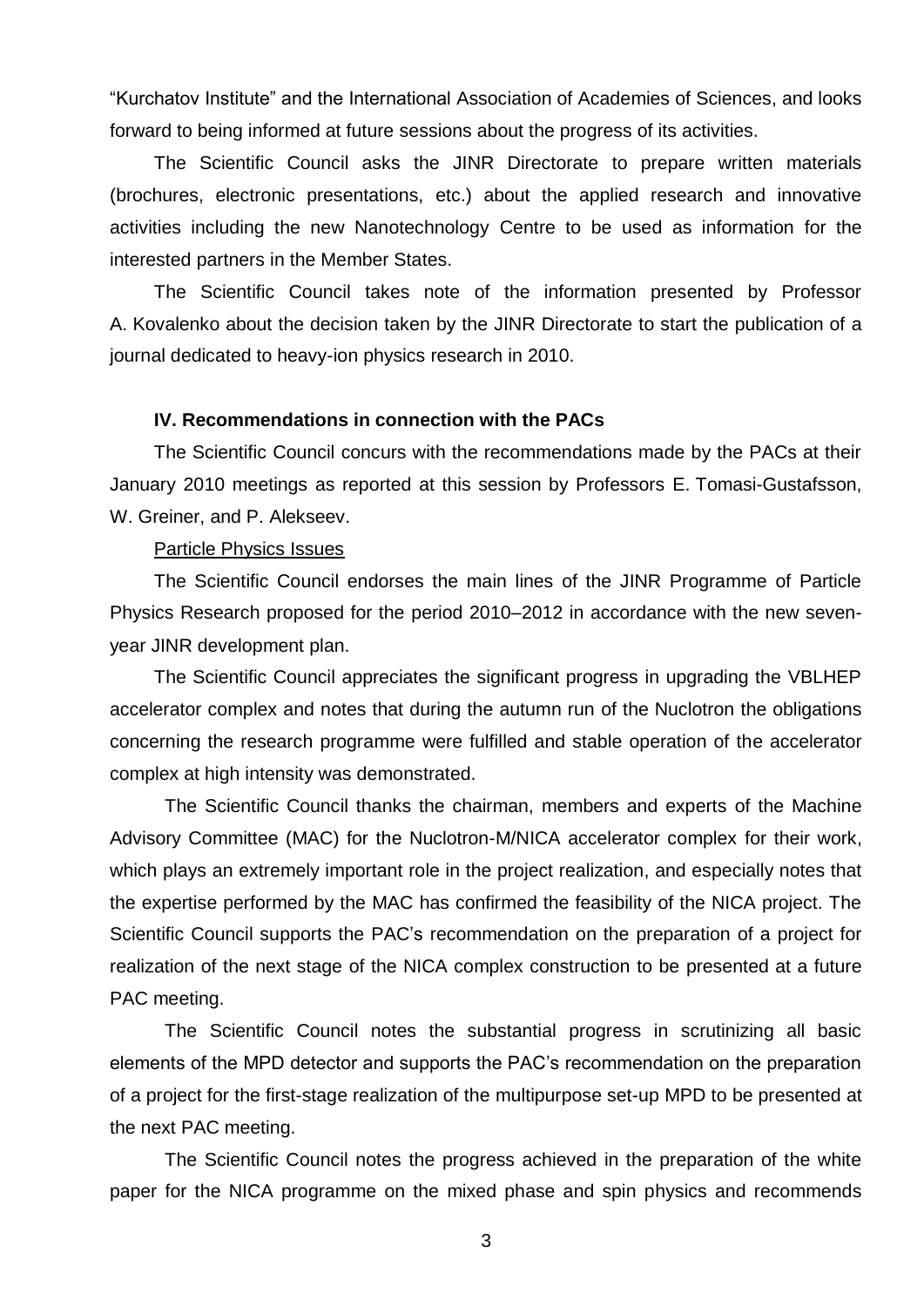"Kurchatov Institute" and the International Association of Academies of Sciences, and looks forward to being informed at future sessions about the progress of its activities.

The Scientific Council asks the JINR Directorate to prepare written materials (brochures, electronic presentations, etc.) about the applied research and innovative activities including the new Nanotechnology Centre to be used as information for the interested partners in the Member States.

The Scientific Council takes note of the information presented by Professor A. Kovalenko about the decision taken by the JINR Directorate to start the publication of a journal dedicated to heavy-ion physics research in 2010.

## IV. Recommendations in connection with the PACs

The Scientific Council concurs with the recommendations made by the PACs at their January 2010 meetings as reported at this session by Professors E. Tomasi-Gustafsson, W. Greiner, and P. Alekseev.

<u>Particle Physics Issues</u>

The Scientific Council endorses the main lines of the JINR Programme of Particle Physics Research proposed for the period 2010–2012 in accordance with the new seven-year JINR development plan.

The Scientific Council appreciates the significant progress in upgrading the VBLHEP accelerator complex and notes that during the autumn run of the Nuclotron the obligations concerning the research programme were fulfilled and stable operation of the accelerator complex at high intensity was demonstrated.

The Scientific Council thanks the chairman, members and experts of the Machine Advisory Committee (MAC) for the Nuclotron-M/NICA accelerator complex for their work, which plays an extremely important role in the project realization, and especially notes that the expertise performed by the MAC has confirmed the feasibility of the NICA project. The Scientific Council supports the PAC's recommendation on the preparation of a project for realization of the next stage of the NICA complex construction to be presented at a future PAC meeting.

The Scientific Council notes the substantial progress in scrutinizing all basic elements of the MPD detector and supports the PAC's recommendation on the preparation of a project for the first-stage realization of the multipurpose set-up MPD to be presented at the next PAC meeting.

The Scientific Council notes the progress achieved in the preparation of the white paper for the NICA programme on the mixed phase and spin physics and recommends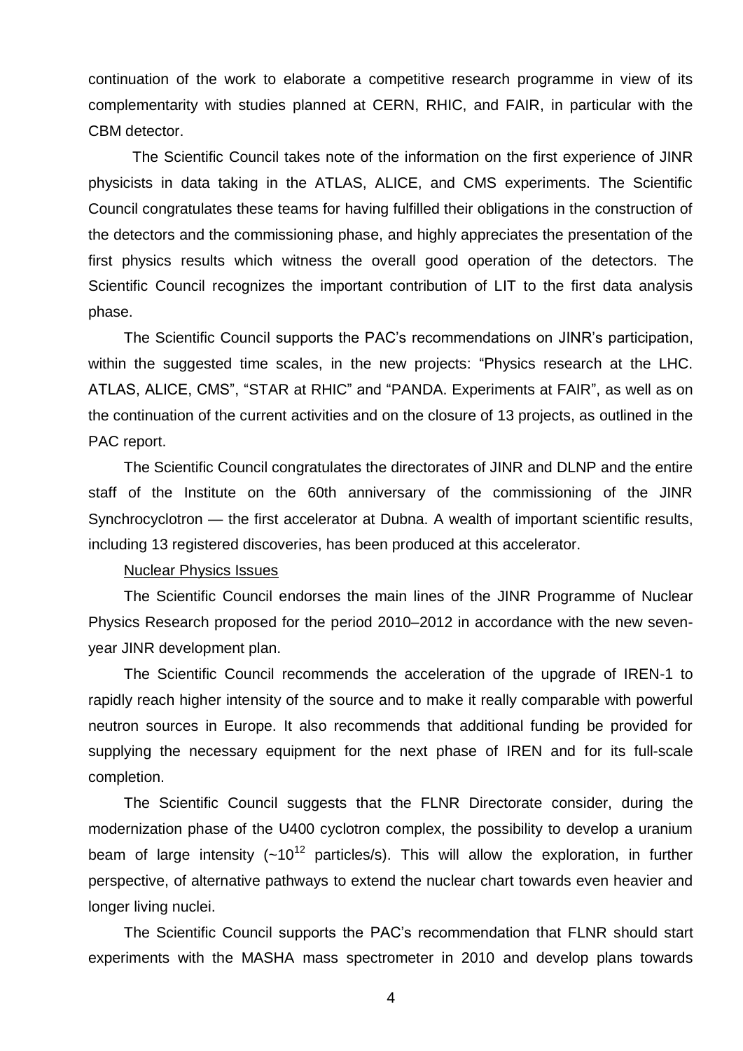continuation of the work to elaborate a competitive research programme in view of its complementarity with studies planned at CERN, RHIC, and FAIR, in particular with the CBM detector.

The Scientific Council takes note of the information on the first experience of JINR physicists in data taking in the ATLAS, ALICE, and CMS experiments. The Scientific Council congratulates these teams for having fulfilled their obligations in the construction of the detectors and the commissioning phase, and highly appreciates the presentation of the first physics results which witness the overall good operation of the detectors. The Scientific Council recognizes the important contribution of LIT to the first data analysis phase.

The Scientific Council supports the PAC's recommendations on JINR's participation, within the suggested time scales, in the new projects: "Physics research at the LHC. ATLAS, ALICE, CMS", "STAR at RHIC" and "PANDA. Experiments at FAIR", as well as on the continuation of the current activities and on the closure of 13 projects, as outlined in the PAC report.

The Scientific Council congratulates the directorates of JINR and DLNP and the entire staff of the Institute on the 60th anniversary of the commissioning of the JINR Synchrocyclotron — the first accelerator at Dubna. A wealth of important scientific results, including 13 registered discoveries, has been produced at this accelerator.

Nuclear Physics Issues

The Scientific Council endorses the main lines of the JINR Programme of Nuclear Physics Research proposed for the period 2010–2012 in accordance with the new seven-year JINR development plan.

The Scientific Council recommends the acceleration of the upgrade of IREN-1 to rapidly reach higher intensity of the source and to make it really comparable with powerful neutron sources in Europe. It also recommends that additional funding be provided for supplying the necessary equipment for the next phase of IREN and for its full-scale completion.

The Scientific Council suggests that the FLNR Directorate consider, during the modernization phase of the U400 cyclotron complex, the possibility to develop a uranium beam of large intensity ($\sim 10^{12}$ particles/s). This will allow the exploration, in further perspective, of alternative pathways to extend the nuclear chart towards even heavier and longer living nuclei.

The Scientific Council supports the PAC's recommendation that FLNR should start experiments with the MASHA mass spectrometer in 2010 and develop plans towards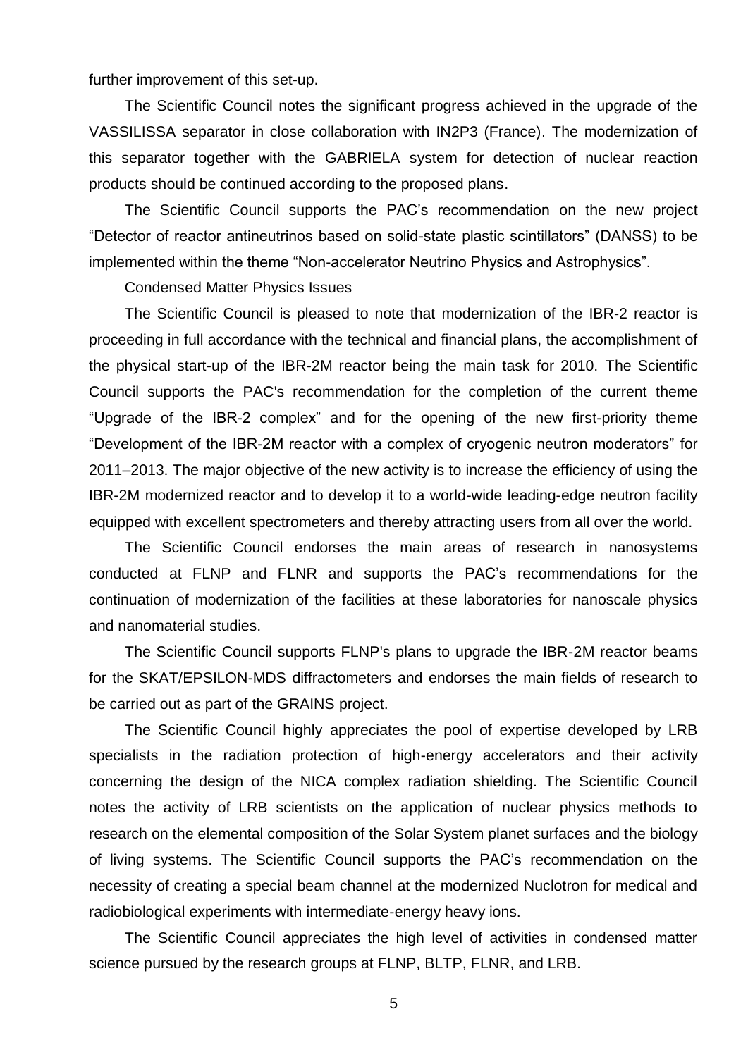further improvement of this set-up.

The Scientific Council notes the significant progress achieved in the upgrade of the VASSILISSA separator in close collaboration with IN2P3 (France). The modernization of this separator together with the GABRIELA system for detection of nuclear reaction products should be continued according to the proposed plans.

The Scientific Council supports the PAC's recommendation on the new project "Detector of reactor antineutrinos based on solid-state plastic scintillators" (DANSS) to be implemented within the theme "Non-accelerator Neutrino Physics and Astrophysics".

<u>Condensed Matter Physics Issues</u>

The Scientific Council is pleased to note that modernization of the IBR-2 reactor is proceeding in full accordance with the technical and financial plans, the accomplishment of the physical start-up of the IBR-2M reactor being the main task for 2010. The Scientific Council supports the PAC's recommendation for the completion of the current theme "Upgrade of the IBR-2 complex" and for the opening of the new first-priority theme "Development of the IBR-2M reactor with a complex of cryogenic neutron moderators" for 2011–2013. The major objective of the new activity is to increase the efficiency of using the IBR-2M modernized reactor and to develop it to a world-wide leading-edge neutron facility equipped with excellent spectrometers and thereby attracting users from all over the world.

The Scientific Council endorses the main areas of research in nanosystems conducted at FLNP and FLNR and supports the PAC's recommendations for the continuation of modernization of the facilities at these laboratories for nanoscale physics and nanomaterial studies.

The Scientific Council supports FLNP's plans to upgrade the IBR-2M reactor beams for the SKAT/EPSILON-MDS diffractometers and endorses the main fields of research to be carried out as part of the GRAINS project.

The Scientific Council highly appreciates the pool of expertise developed by LRB specialists in the radiation protection of high-energy accelerators and their activity concerning the design of the NICA complex radiation shielding. The Scientific Council notes the activity of LRB scientists on the application of nuclear physics methods to research on the elemental composition of the Solar System planet surfaces and the biology of living systems. The Scientific Council supports the PAC's recommendation on the necessity of creating a special beam channel at the modernized Nuclotron for medical and radiobiological experiments with intermediate-energy heavy ions.

The Scientific Council appreciates the high level of activities in condensed matter science pursued by the research groups at FLNP, BLTP, FLNR, and LRB.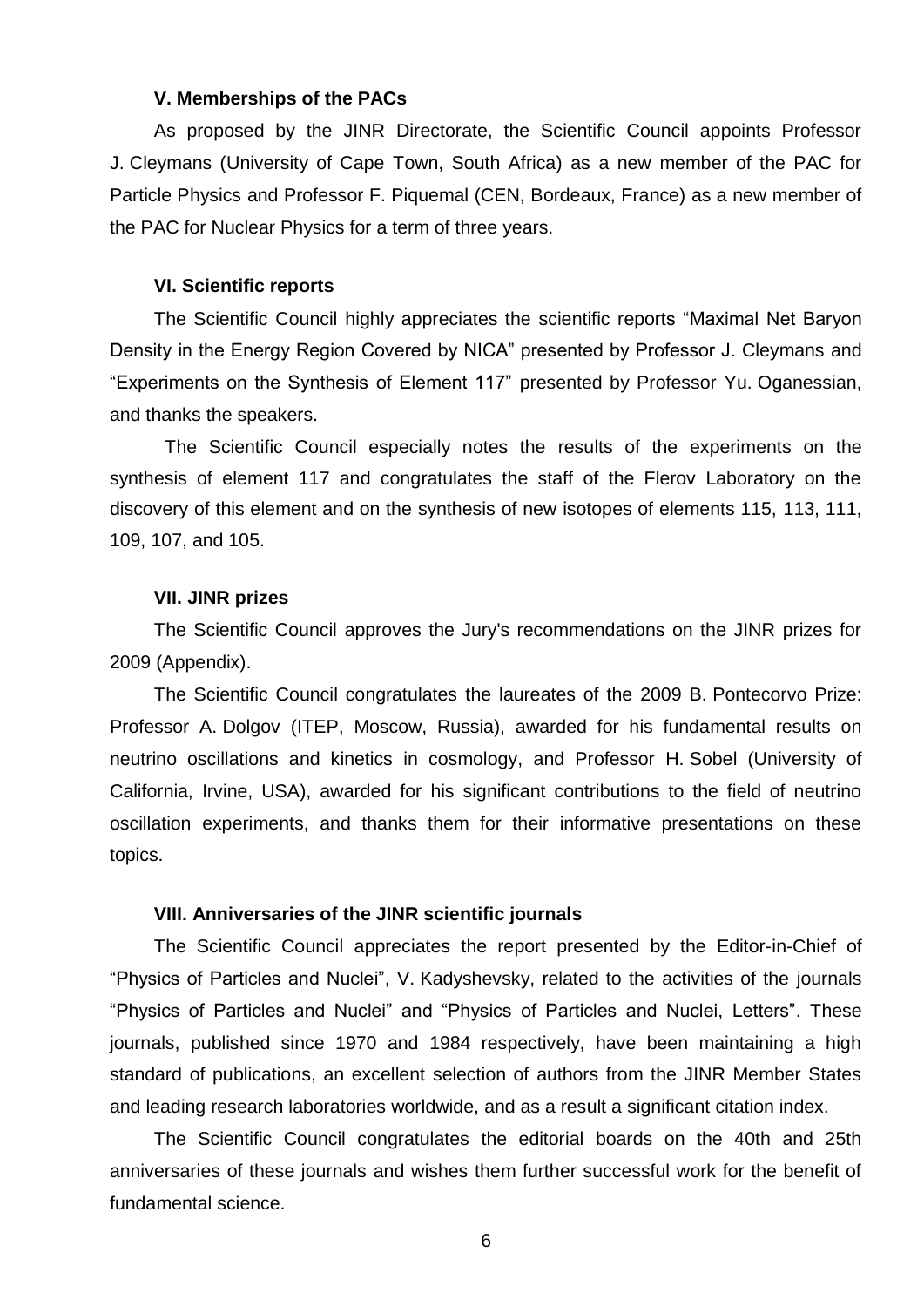### V. Memberships of the PACs

As proposed by the JINR Directorate, the Scientific Council appoints Professor J. Cleymans (University of Cape Town, South Africa) as a new member of the PAC for Particle Physics and Professor F. Piquemal (CEN, Bordeaux, France) as a new member of the PAC for Nuclear Physics for a term of three years.

### VI. Scientific reports

The Scientific Council highly appreciates the scientific reports "Maximal Net Baryon Density in the Energy Region Covered by NICA" presented by Professor J. Cleymans and "Experiments on the Synthesis of Element 117" presented by Professor Yu. Oganessian, and thanks the speakers.

The Scientific Council especially notes the results of the experiments on the synthesis of element 117 and congratulates the staff of the Flerov Laboratory on the discovery of this element and on the synthesis of new isotopes of elements 115, 113, 111, 109, 107, and 105.

### VII. JINR prizes

The Scientific Council approves the Jury's recommendations on the JINR prizes for 2009 (Appendix).

The Scientific Council congratulates the laureates of the 2009 B. Pontecorvo Prize: Professor A. Dolgov (ITEP, Moscow, Russia), awarded for his fundamental results on neutrino oscillations and kinetics in cosmology, and Professor H. Sobel (University of California, Irvine, USA), awarded for his significant contributions to the field of neutrino oscillation experiments, and thanks them for their informative presentations on these topics.

### VIII. Anniversaries of the JINR scientific journals

The Scientific Council appreciates the report presented by the Editor-in-Chief of "Physics of Particles and Nuclei", V. Kadyshevsky, related to the activities of the journals "Physics of Particles and Nuclei" and "Physics of Particles and Nuclei, Letters". These journals, published since 1970 and 1984 respectively, have been maintaining a high standard of publications, an excellent selection of authors from the JINR Member States and leading research laboratories worldwide, and as a result a significant citation index.

The Scientific Council congratulates the editorial boards on the 40th and 25th anniversaries of these journals and wishes them further successful work for the benefit of fundamental science.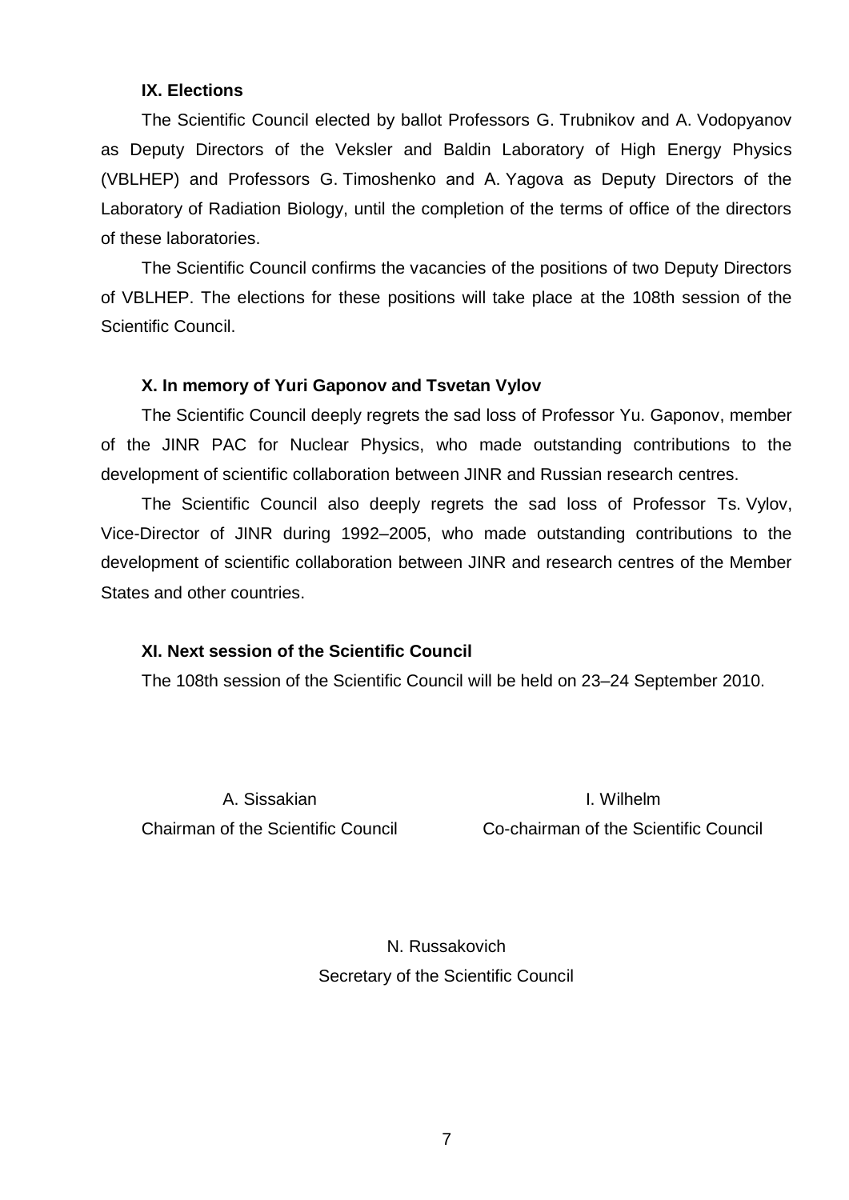**IX. Elections**

The Scientific Council elected by ballot Professors G. Trubnikov and A. Vodopyanov as Deputy Directors of the Veksler and Baldin Laboratory of High Energy Physics (VBLHEP) and Professors G. Timoshenko and A. Yagova as Deputy Directors of the Laboratory of Radiation Biology, until the completion of the terms of office of the directors of these laboratories.

The Scientific Council confirms the vacancies of the positions of two Deputy Directors of VBLHEP. The elections for these positions will take place at the 108th session of the Scientific Council.

**X. In memory of Yuri Gaponov and Tsvetan Vylov**

The Scientific Council deeply regrets the sad loss of Professor Yu. Gaponov, member of the JINR PAC for Nuclear Physics, who made outstanding contributions to the development of scientific collaboration between JINR and Russian research centres.

The Scientific Council also deeply regrets the sad loss of Professor Ts. Vylov, Vice-Director of JINR during 1992–2005, who made outstanding contributions to the development of scientific collaboration between JINR and research centres of the Member States and other countries.

**XI. Next session of the Scientific Council**

The 108th session of the Scientific Council will be held on 23–24 September 2010.

A. Sissakian
Chairman of the Scientific Council

I. Wilhelm
Co-chairman of the Scientific Council

N. Russakovich
Secretary of the Scientific Council